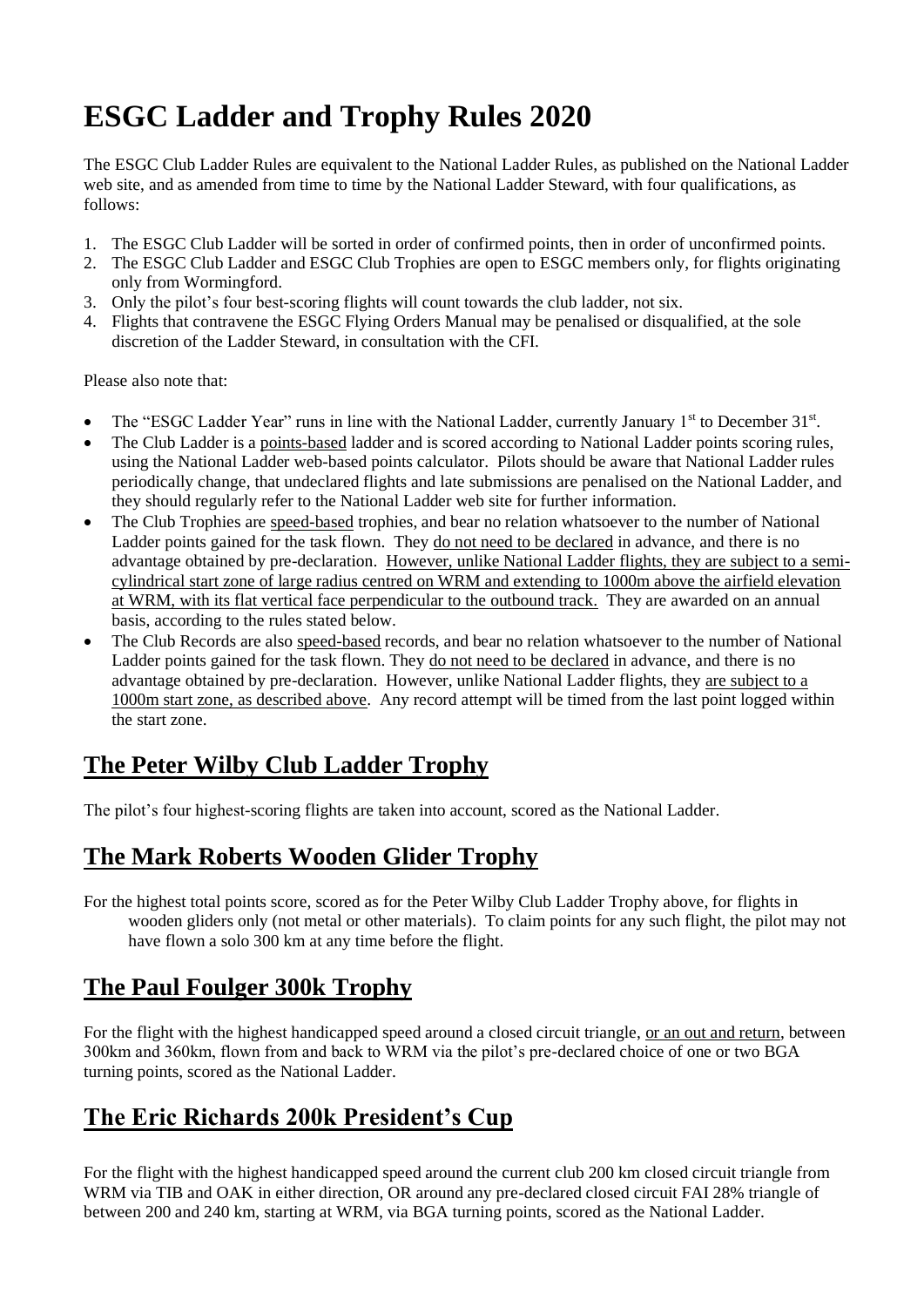# ESGC Ladder and Trophy Rules 2020

The ESGC Club Ladder Rules are equivalent to the National Ladder Rules, as published on the National Ladder web site, and as amended from time to time by the National Ladder Steward, with four qualifications, as follows:

1. The ESGC Club Ladder will be sorted in order of confirmed points, then in order of unconfirmed points.
2. The ESGC Club Ladder and ESGC Club Trophies are open to ESGC members only, for flights originating only from Wormingford.
3. Only the pilot's four best-scoring flights will count towards the club ladder, not six.
4. Flights that contravene the ESGC Flying Orders Manual may be penalised or disqualified, at the sole discretion of the Ladder Steward, in consultation with the CFI.

Please also note that:

- The "ESGC Ladder Year" runs in line with the National Ladder, currently January 1st to December 31st.
- The Club Ladder is a points-based ladder and is scored according to National Ladder points scoring rules, using the National Ladder web-based points calculator. Pilots should be aware that National Ladder rules periodically change, that undeclared flights and late submissions are penalised on the National Ladder, and they should regularly refer to the National Ladder web site for further information.
- The Club Trophies are speed-based trophies, and bear no relation whatsoever to the number of National Ladder points gained for the task flown. They do not need to be declared in advance, and there is no advantage obtained by pre-declaration. However, unlike National Ladder flights, they are subject to a semi-cylindrical start zone of large radius centred on WRM and extending to 1000m above the airfield elevation at WRM, with its flat vertical face perpendicular to the outbound track. They are awarded on an annual basis, according to the rules stated below.
- The Club Records are also speed-based records, and bear no relation whatsoever to the number of National Ladder points gained for the task flown. They do not need to be declared in advance, and there is no advantage obtained by pre-declaration. However, unlike National Ladder flights, they are subject to a 1000m start zone, as described above. Any record attempt will be timed from the last point logged within the start zone.

## The Peter Wilby Club Ladder Trophy

The pilot's four highest-scoring flights are taken into account, scored as the National Ladder.

## The Mark Roberts Wooden Glider Trophy

For the highest total points score, scored as for the Peter Wilby Club Ladder Trophy above, for flights in wooden gliders only (not metal or other materials). To claim points for any such flight, the pilot may not have flown a solo 300 km at any time before the flight.

## The Paul Foulger 300k Trophy

For the flight with the highest handicapped speed around a closed circuit triangle, or an out and return, between 300km and 360km, flown from and back to WRM via the pilot's pre-declared choice of one or two BGA turning points, scored as the National Ladder.

## The Eric Richards 200k President's Cup

For the flight with the highest handicapped speed around the current club 200 km closed circuit triangle from WRM via TIB and OAK in either direction, OR around any pre-declared closed circuit FAI 28% triangle of between 200 and 240 km, starting at WRM, via BGA turning points, scored as the National Ladder.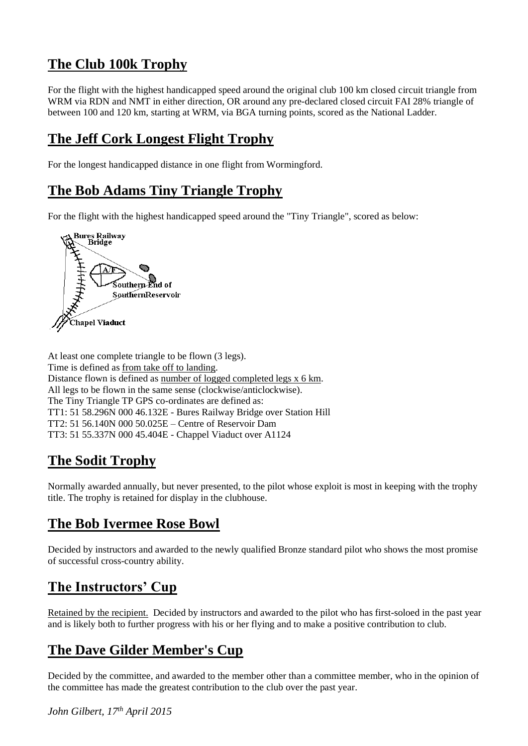## The Club 100k Trophy

For the flight with the highest handicapped speed around the original club 100 km closed circuit triangle from WRM via RDN and NMT in either direction, OR around any pre-declared closed circuit FAI 28% triangle of between 100 and 120 km, starting at WRM, via BGA turning points, scored as the National Ladder.

## The Jeff Cork Longest Flight Trophy

For the longest handicapped distance in one flight from Wormingford.

## The Bob Adams Tiny Triangle Trophy

For the flight with the highest handicapped speed around the "Tiny Triangle", scored as below:

Bures Railway Bridge

A/F

Southern End of SouthernReservoir

Chapel Viaduct

At least one complete triangle to be flown (3 legs).
Time is defined as from take off to landing.
Distance flown is defined as number of logged completed legs x 6 km.
All legs to be flown in the same sense (clockwise/anticlockwise).
The Tiny Triangle TP GPS co-ordinates are defined as:
TT1: 51 58.296N 000 46.132E - Bures Railway Bridge over Station Hill
TT2: 51 56.140N 000 50.025E – Centre of Reservoir Dam
TT3: 51 55.337N 000 45.404E - Chappel Viaduct over A1124

## The Sodit Trophy

Normally awarded annually, but never presented, to the pilot whose exploit is most in keeping with the trophy title. The trophy is retained for display in the clubhouse.

## The Bob Ivermee Rose Bowl

Decided by instructors and awarded to the newly qualified Bronze standard pilot who shows the most promise of successful cross-country ability.

## The Instructors' Cup

Retained by the recipient. Decided by instructors and awarded to the pilot who has first-soloed in the past year and is likely both to further progress with his or her flying and to make a positive contribution to club.

## The Dave Gilder Member's Cup

Decided by the committee, and awarded to the member other than a committee member, who in the opinion of the committee has made the greatest contribution to the club over the past year.

*John Gilbert, 17th April 2015*